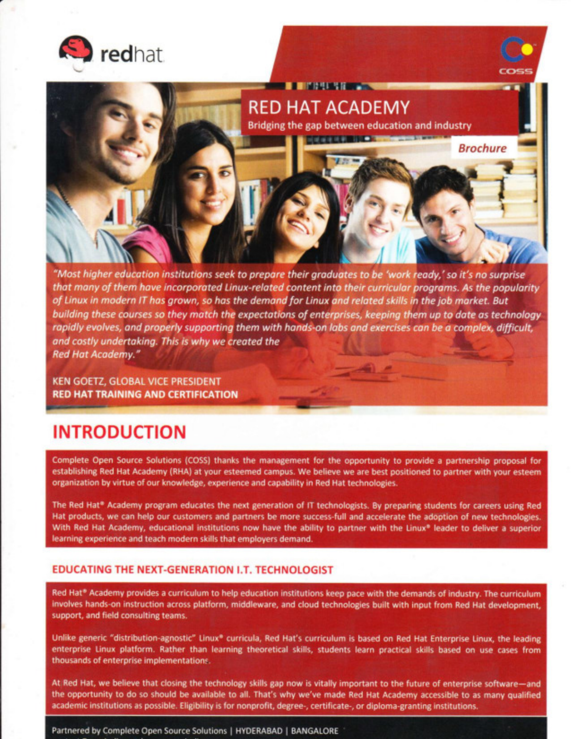redhat

COSS

# RED HAT ACADEMY

Bridging the gap between education and industry

*Brochure*

*"Most higher education institutions seek to prepare their graduates to be 'work ready,' so it's no surprise that many of them have incorporated Linux-related content into their curricular programs. As the popularity of Linux in modern IT has grown, so has the demand for Linux and related skills in the job market. But building these courses so they match the expectations of enterprises, keeping them up to date as technology rapidly evolves, and properly supporting them with hands-on labs and exercises can be a complex, difficult, and costly undertaking. This is why we created the Red Hat Academy."*

KEN GOETZ, GLOBAL VICE PRESIDENT
**RED HAT TRAINING AND CERTIFICATION**

## INTRODUCTION

Complete Open Source Solutions (COSS) thanks the management for the opportunity to provide a partnership proposal for establishing Red Hat Academy (RHA) at your esteemed campus. We believe we are best positioned to partner with your esteem organization by virtue of our knowledge, experience and capability in Red Hat technologies.

The Red Hat® Academy program educates the next generation of IT technologists. By preparing students for careers using Red Hat products, we can help our customers and partners be more success-full and accelerate the adoption of new technologies. With Red Hat Academy, educational institutions now have the ability to partner with the Linux® leader to deliver a superior learning experience and teach modern skills that employers demand.

### EDUCATING THE NEXT-GENERATION I.T. TECHNOLOGIST

Red Hat® Academy provides a curriculum to help education institutions keep pace with the demands of industry. The curriculum involves hands-on instruction across platform, middleware, and cloud technologies built with input from Red Hat development, support, and field consulting teams.

Unlike generic "distribution-agnostic" Linux® curricula, Red Hat's curriculum is based on Red Hat Enterprise Linux, the leading enterprise Linux platform. Rather than learning theoretical skills, students learn practical skills based on use cases from thousands of enterprise implementations.

At Red Hat, we believe that closing the technology skills gap now is vitally important to the future of enterprise software—and the opportunity to do so should be available to all. That's why we've made Red Hat Academy accessible to as many qualified academic institutions as possible. Eligibility is for nonprofit, degree-, certificate-, or diploma-granting institutions.

Partnered by Complete Open Source Solutions | HYDERABAD | BANGALORE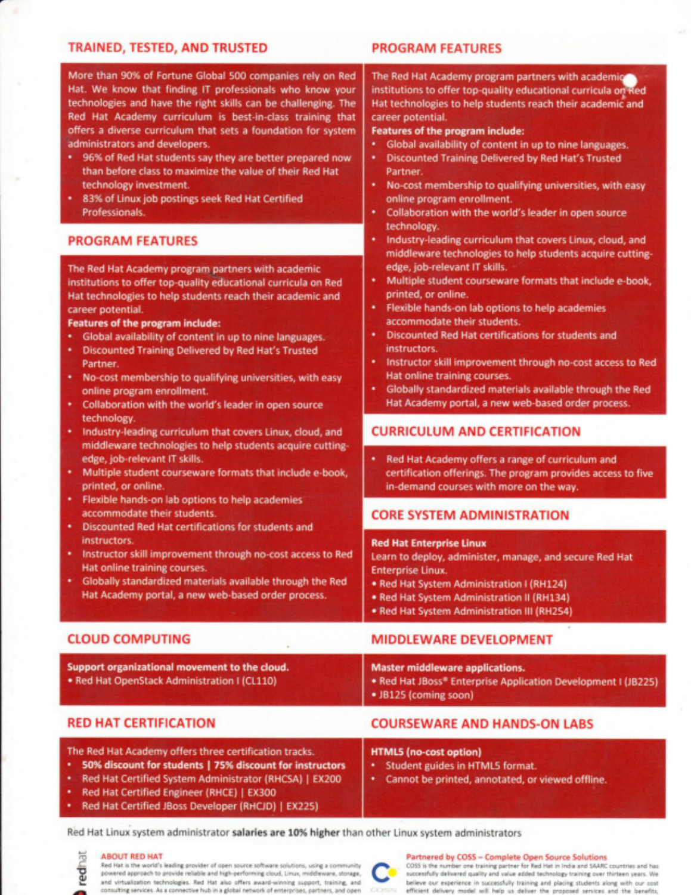## TRAINED, TESTED, AND TRUSTED

More than 90% of Fortune Global 500 companies rely on Red Hat. We know that finding IT professionals who know your technologies and have the right skills can be challenging. The Red Hat Academy curriculum is best-in-class training that offers a diverse curriculum that sets a foundation for system administrators and developers.

- 96% of Red Hat students say they are better prepared now than before class to maximize the value of their Red Hat technology investment.
- 83% of Linux job postings seek Red Hat Certified Professionals.

## PROGRAM FEATURES

The Red Hat Academy program partners with academic institutions to offer top-quality educational curricula on Red Hat technologies to help students reach their academic and career potential.

**Features of the program include:**

- Global availability of content in up to nine languages.
- Discounted Training Delivered by Red Hat's Trusted Partner.
- No-cost membership to qualifying universities, with easy online program enrollment.
- Collaboration with the world's leader in open source technology.
- Industry-leading curriculum that covers Linux, cloud, and middleware technologies to help students acquire cutting-edge, job-relevant IT skills.
- Multiple student courseware formats that include e-book, printed, or online.
- Flexible hands-on lab options to help academies accommodate their students.
- Discounted Red Hat certifications for students and instructors.
- Instructor skill improvement through no-cost access to Red Hat online training courses.
- Globally standardized materials available through the Red Hat Academy portal, a new web-based order process.

## CLOUD COMPUTING

**Support organizational movement to the cloud.**

- Red Hat OpenStack Administration I (CL110)

## RED HAT CERTIFICATION

The Red Hat Academy offers three certification tracks.

- **50% discount for students | 75% discount for instructors**
- Red Hat Certified System Administrator (RHCSA) | EX200
- Red Hat Certified Engineer (RHCE) | EX300
- Red Hat Certified JBoss Developer (RHCJD) | EX225

## PROGRAM FEATURES

The Red Hat Academy program partners with academic institutions to offer top-quality educational curricula on Red Hat technologies to help students reach their academic and career potential.

**Features of the program include:**

- Global availability of content in up to nine languages.
- Discounted Training Delivered by Red Hat's Trusted Partner.
- No-cost membership to qualifying universities, with easy online program enrollment.
- Collaboration with the world's leader in open source technology.
- Industry-leading curriculum that covers Linux, cloud, and middleware technologies to help students acquire cutting-edge, job-relevant IT skills.
- Multiple student courseware formats that include e-book, printed, or online.
- Flexible hands-on lab options to help academies accommodate their students.
- Discounted Red Hat certifications for students and instructors.
- Instructor skill improvement through no-cost access to Red Hat online training courses.
- Globally standardized materials available through the Red Hat Academy portal, a new web-based order process.

## CURRICULUM AND CERTIFICATION

- Red Hat Academy offers a range of curriculum and certification offerings. The program provides access to five in-demand courses with more on the way.

## CORE SYSTEM ADMINISTRATION

**Red Hat Enterprise Linux**

Learn to deploy, administer, manage, and secure Red Hat Enterprise Linux.

- Red Hat System Administration I (RH124)
- Red Hat System Administration II (RH134)
- Red Hat System Administration III (RH254)

## MIDDLEWARE DEVELOPMENT

**Master middleware applications.**

- Red Hat JBoss® Enterprise Application Development I (JB225)
- JB125 (coming soon)

## COURSEWARE AND HANDS-ON LABS

**HTML5 (no-cost option)**

- Student guides in HTML5 format.
- Cannot be printed, annotated, or viewed offline.

Red Hat Linux system administrator **salaries are 10% higher** than other Linux system administrators

### ABOUT RED HAT

Red Hat is the world's leading provider of open source software solutions, using a community powered approach to provide reliable and high-performing cloud, Linux, middleware, storage, and virtualization technologies. Red Hat also offers award-winning support, training, and consulting services. As a connective hub in a global network of enterprises, partners, and open

### Partnered by COSS – Complete Open Source Solutions

COSS is the number one training partner for Red Hat in India and SAARC countries and has successfully delivered quality and value added technology training over thirteen years. We believe our experience in successfully training and placing students along with our cost efficient delivery model will help us deliver the proposed services and the benefits,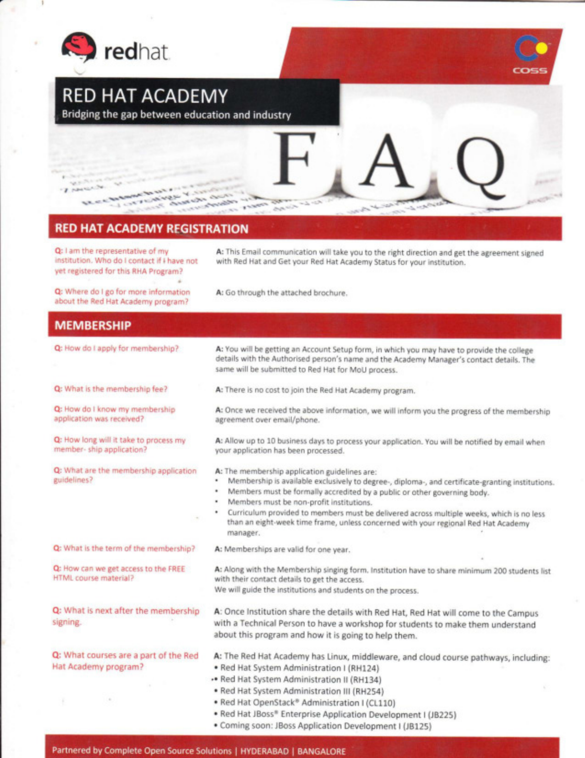# RED HAT ACADEMY

Bridging the gap between education and industry

FAQ

## RED HAT ACADEMY REGISTRATION

**Q:** I am the representative of my institution. Who do I contact if I have not yet registered for this RHA Program?

**A:** This Email communication will take you to the right direction and get the agreement signed with Red Hat and Get your Red Hat Academy Status for your institution.

**Q:** Where do I go for more information about the Red Hat Academy program?

**A:** Go through the attached brochure.

## MEMBERSHIP

**Q:** How do I apply for membership?

**A:** You will be getting an Account Setup form, in which you may have to provide the college details with the Authorised person's name and the Academy Manager's contact details. The same will be submitted to Red Hat for MoU process.

**Q:** What is the membership fee?

**A:** There is no cost to join the Red Hat Academy program.

**Q:** How do I know my membership application was received?

**A:** Once we received the above information, we will inform you the progress of the membership agreement over email/phone.

**Q:** How long will it take to process my member- ship application?

**A:** Allow up to 10 business days to process your application. You will be notified by email when your application has been processed.

**Q:** What are the membership application guidelines?

**A:** The membership application guidelines are:

- Membership is available exclusively to degree-, diploma-, and certificate-granting institutions.
- Members must be formally accredited by a public or other governing body.
- Members must be non-profit institutions.
- Curriculum provided to members must be delivered across multiple weeks, which is no less than an eight-week time frame, unless concerned with your regional Red Hat Academy manager.

**Q:** What is the term of the membership?

**A:** Memberships are valid for one year.

**Q:** How can we get access to the FREE HTML course material?

**A:** Along with the Membership singing form. Institution have to share minimum 200 students list with their contact details to get the access.
We will guide the institutions and students on the process.

**Q:** What is next after the membership signing.

**A:** Once Institution share the details with Red Hat, Red Hat will come to the Campus with a Technical Person to have a workshop for students to make them understand about this program and how it is going to help them.

**Q:** What courses are a part of the Red Hat Academy program?

**A:** The Red Hat Academy has Linux, middleware, and cloud course pathways, including:

- Red Hat System Administration I (RH124)
- Red Hat System Administration II (RH134)
- Red Hat System Administration III (RH254)
- Red Hat OpenStack® Administration I (CL110)
- Red Hat JBoss® Enterprise Application Development I (JB225)
- Coming soon: JBoss Application Development I (JB125)

Partnered by Complete Open Source Solutions | HYDERABAD | BANGALORE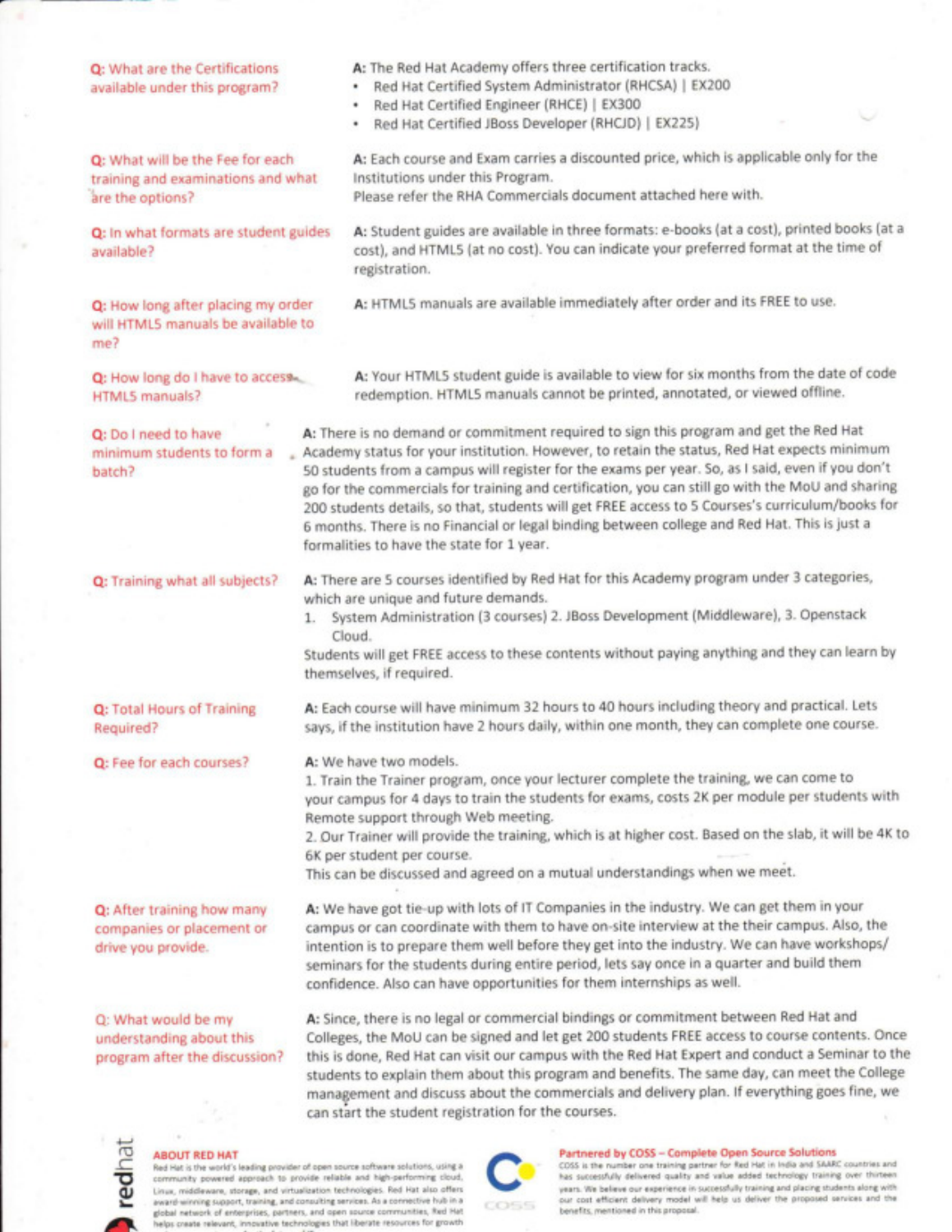**Q: What are the Certifications available under this program?**

**A:** The Red Hat Academy offers three certification tracks.

- Red Hat Certified System Administrator (RHCSA) | EX200
- Red Hat Certified Engineer (RHCE) | EX300
- Red Hat Certified JBoss Developer (RHCJD) | EX225)

**Q: What will be the Fee for each training and examinations and what are the options?**

**A:** Each course and Exam carries a discounted price, which is applicable only for the Institutions under this Program.
Please refer the RHA Commercials document attached here with.

**Q: In what formats are student guides available?**

**A:** Student guides are available in three formats: e-books (at a cost), printed books (at a cost), and HTML5 (at no cost). You can indicate your preferred format at the time of registration.

**Q: How long after placing my order will HTML5 manuals be available to me?**

**A:** HTML5 manuals are available immediately after order and its FREE to use.

**Q: How long do I have to access HTML5 manuals?**

**A:** Your HTML5 student guide is available to view for six months from the date of code redemption. HTML5 manuals cannot be printed, annotated, or viewed offline.

**Q: Do I need to have minimum students to form a batch?**

**A:** There is no demand or commitment required to sign this program and get the Red Hat Academy status for your institution. However, to retain the status, Red Hat expects minimum 50 students from a campus will register for the exams per year. So, as I said, even if you don't go for the commercials for training and certification, you can still go with the MoU and sharing 200 students details, so that, students will get FREE access to 5 Courses's curriculum/books for 6 months. There is no Financial or legal binding between college and Red Hat. This is just a formalities to have the state for 1 year.

**Q: Training what all subjects?**

**A:** There are 5 courses identified by Red Hat for this Academy program under 3 categories, which are unique and future demands.

1. System Administration (3 courses) 2. JBoss Development (Middleware), 3. Openstack Cloud.

Students will get FREE access to these contents without paying anything and they can learn by themselves, if required.

**Q: Total Hours of Training Required?**

**A:** Each course will have minimum 32 hours to 40 hours including theory and practical. Lets says, if the institution have 2 hours daily, within one month, they can complete one course.

**Q: Fee for each courses?**

**A:** We have two models.

1. Train the Trainer program, once your lecturer complete the training, we can come to your campus for 4 days to train the students for exams, costs 2K per module per students with Remote support through Web meeting.
2. Our Trainer will provide the training, which is at higher cost. Based on the slab, it will be 4K to 6K per student per course.

This can be discussed and agreed on a mutual understandings when we meet.

**Q: After training how many companies or placement or drive you provide.**

**A:** We have got tie-up with lots of IT Companies in the industry. We can get them in your campus or can coordinate with them to have on-site interview at the their campus. Also, the intention is to prepare them well before they get into the industry. We can have workshops/ seminars for the students during entire period, lets say once in a quarter and build them confidence. Also can have opportunities for them internships as well.

**Q: What would be my understanding about this program after the discussion?**

**A:** Since, there is no legal or commercial bindings or commitment between Red Hat and Colleges, the MoU can be signed and let get 200 students FREE access to course contents. Once this is done, Red Hat can visit our campus with the Red Hat Expert and conduct a Seminar to the students to explain them about this program and benefits. The same day, can meet the College management and discuss about the commercials and delivery plan. If everything goes fine, we can start the student registration for the courses.

redhat

**ABOUT RED HAT**

Red Hat is the world's leading provider of open source software solutions, using a community powered approach to provide reliable and high-performing cloud, Linux, middleware, storage, and virtualization technologies. Red Hat also offers award-winning support, training, and consulting services. As a connective hub in a global network of enterprises, partners, and open source communities, Red Hat helps create relevant, innovative technologies that liberate resources for growth

COSS

**Partnered by COSS – Complete Open Source Solutions**

COSS is the number one training partner for Red Hat in India and SAARC countries and has successfully delivered quality and value added technology training over thirteen years. We believe our experience in successfully training and placing students along with our cost efficient delivery model will help us deliver the proposed services and the benefits, mentioned in this proposal.